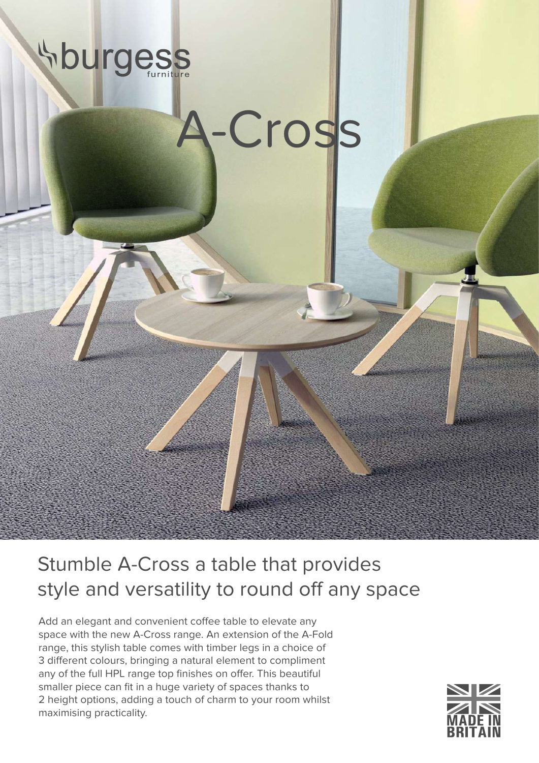burgess furniture

# A-Cross

## Stumble A-Cross a table that provides style and versatility to round off any space

Add an elegant and convenient coffee table to elevate any space with the new A-Cross range. An extension of the A-Fold range, this stylish table comes with timber legs in a choice of 3 different colours, bringing a natural element to compliment any of the full HPL range top finishes on offer. This beautiful smaller piece can fit in a huge variety of spaces thanks to 2 height options, adding a touch of charm to your room whilst maximising practicality.

MADE IN BRITAIN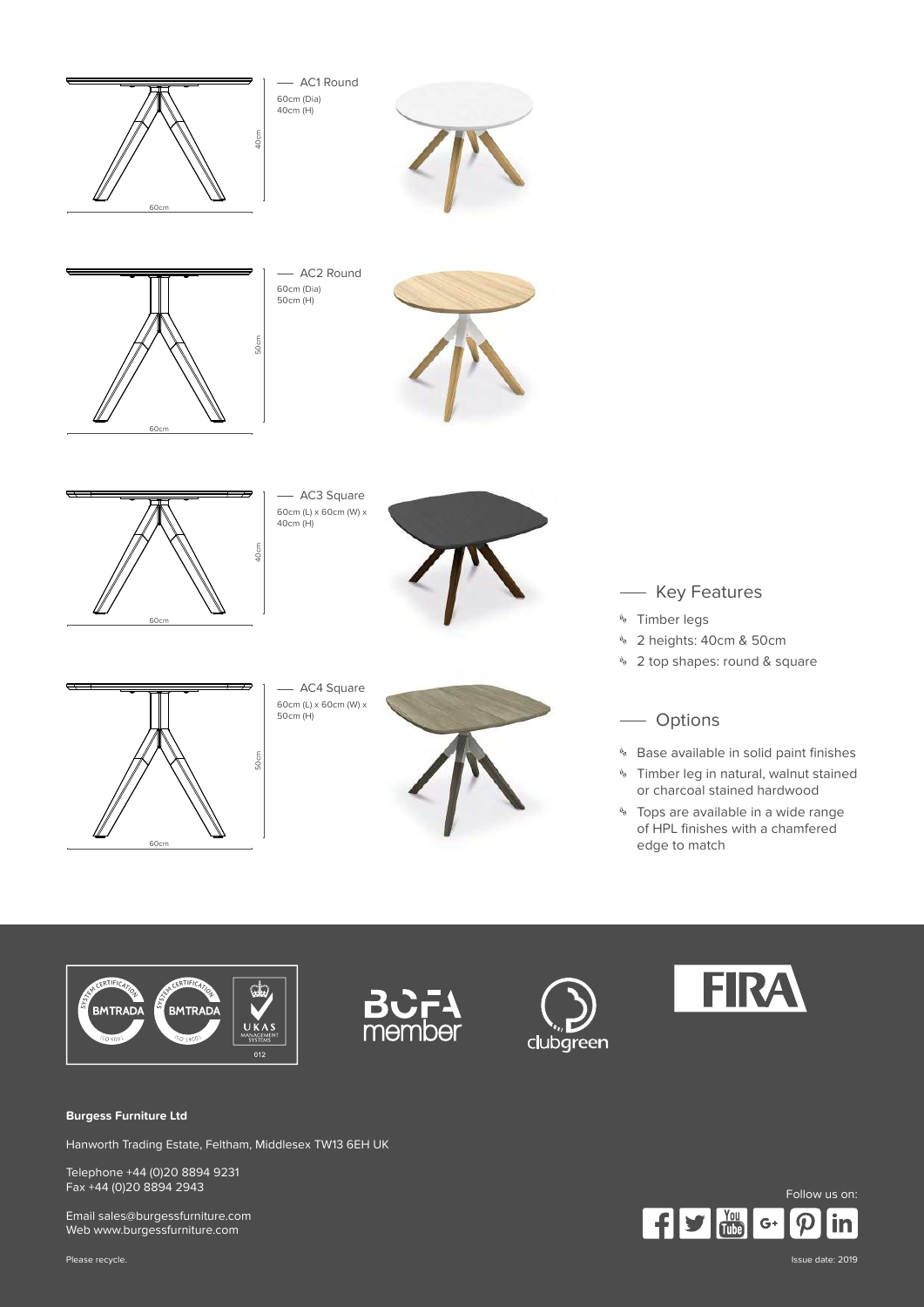## AC1 Round

60cm (Dia)
40cm (H)

40cm
60cm

## AC2 Round

60cm (Dia)
50cm (H)

50cm
60cm

## AC3 Square

60cm (L) x 60cm (W) x 40cm (H)

40cm
60cm

## AC4 Square

60cm (L) x 60cm (W) x 50cm (H)

50cm
60cm

## Key Features

- Timber legs
- 2 heights: 40cm & 50cm
- 2 top shapes: round & square

## Options

- Base available in solid paint finishes
- Timber leg in natural, walnut stained or charcoal stained hardwood
- Tops are available in a wide range of HPL finishes with a chamfered edge to match

BMTRADA ISO 9001 BMTRADA ISO 14001 UKAS MANAGEMENT SYSTEMS 012

BCFA member

clubgreen

FIRA

**Burgess Furniture Ltd**

Hanworth Trading Estate, Feltham, Middlesex TW13 6EH UK

Telephone +44 (0)20 8894 9231
Fax +44 (0)20 8894 2943

Email sales@burgessfurniture.com
Web www.burgessfurniture.com

Follow us on:

Please recycle.

Issue date: 2019